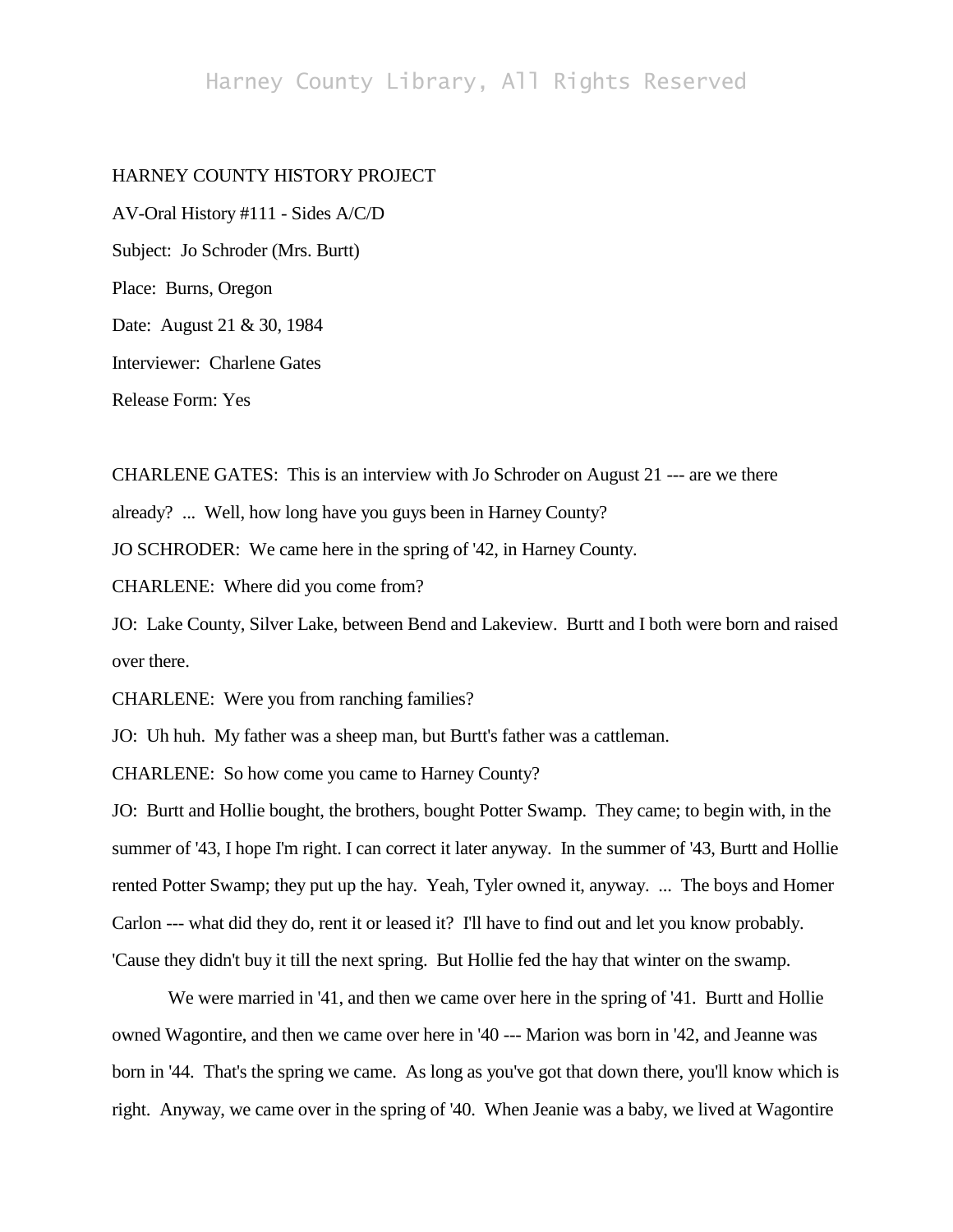HARNEY COUNTY HISTORY PROJECT

AV-Oral History #111 - Sides A/C/D

Subject: Jo Schroder (Mrs. Burtt)

Place: Burns, Oregon

Date: August 21 & 30, 1984

Interviewer: Charlene Gates

Release Form: Yes

CHARLENE GATES: This is an interview with Jo Schroder on August 21 --- are we there already? ... Well, how long have you guys been in Harney County?

JO SCHRODER: We came here in the spring of '42, in Harney County.

CHARLENE: Where did you come from?

JO: Lake County, Silver Lake, between Bend and Lakeview. Burtt and I both were born and raised over there.

CHARLENE: Were you from ranching families?

JO: Uh huh. My father was a sheep man, but Burtt's father was a cattleman.

CHARLENE: So how come you came to Harney County?

JO: Burtt and Hollie bought, the brothers, bought Potter Swamp. They came; to begin with, in the summer of '43, I hope I'm right. I can correct it later anyway. In the summer of '43, Burtt and Hollie rented Potter Swamp; they put up the hay. Yeah, Tyler owned it, anyway. ... The boys and Homer Carlon --- what did they do, rent it or leased it? I'll have to find out and let you know probably. 'Cause they didn't buy it till the next spring. But Hollie fed the hay that winter on the swamp.

We were married in '41, and then we came over here in the spring of '41. Burtt and Hollie owned Wagontire, and then we came over here in '40 --- Marion was born in '42, and Jeanne was born in '44. That's the spring we came. As long as you've got that down there, you'll know which is right. Anyway, we came over in the spring of '40. When Jeanie was a baby, we lived at Wagontire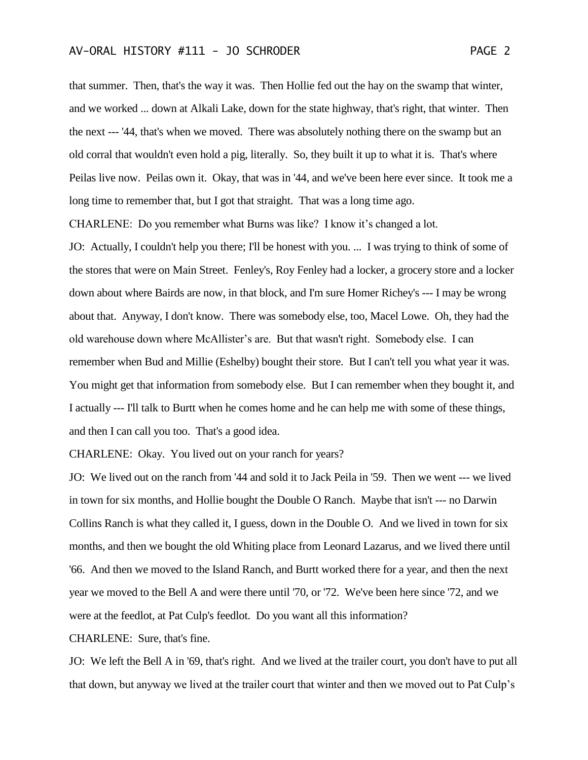that summer. Then, that's the way it was. Then Hollie fed out the hay on the swamp that winter, and we worked ... down at Alkali Lake, down for the state highway, that's right, that winter. Then the next --- '44, that's when we moved. There was absolutely nothing there on the swamp but an old corral that wouldn't even hold a pig, literally. So, they built it up to what it is. That's where Peilas live now. Peilas own it. Okay, that was in '44, and we've been here ever since. It took me a long time to remember that, but I got that straight. That was a long time ago.

CHARLENE: Do you remember what Burns was like? I know it's changed a lot.

JO: Actually, I couldn't help you there; I'll be honest with you. ... I was trying to think of some of the stores that were on Main Street. Fenley's, Roy Fenley had a locker, a grocery store and a locker down about where Bairds are now, in that block, and I'm sure Homer Richey's --- I may be wrong about that. Anyway, I don't know. There was somebody else, too, Macel Lowe. Oh, they had the old warehouse down where McAllister's are. But that wasn't right. Somebody else. I can remember when Bud and Millie (Eshelby) bought their store. But I can't tell you what year it was. You might get that information from somebody else. But I can remember when they bought it, and I actually --- I'll talk to Burtt when he comes home and he can help me with some of these things, and then I can call you too. That's a good idea.

CHARLENE: Okay. You lived out on your ranch for years?

JO: We lived out on the ranch from '44 and sold it to Jack Peila in '59. Then we went --- we lived in town for six months, and Hollie bought the Double O Ranch. Maybe that isn't --- no Darwin Collins Ranch is what they called it, I guess, down in the Double O. And we lived in town for six months, and then we bought the old Whiting place from Leonard Lazarus, and we lived there until '66. And then we moved to the Island Ranch, and Burtt worked there for a year, and then the next year we moved to the Bell A and were there until '70, or '72. We've been here since '72, and we were at the feedlot, at Pat Culp's feedlot. Do you want all this information?

CHARLENE: Sure, that's fine.

JO: We left the Bell A in '69, that's right. And we lived at the trailer court, you don't have to put all that down, but anyway we lived at the trailer court that winter and then we moved out to Pat Culp's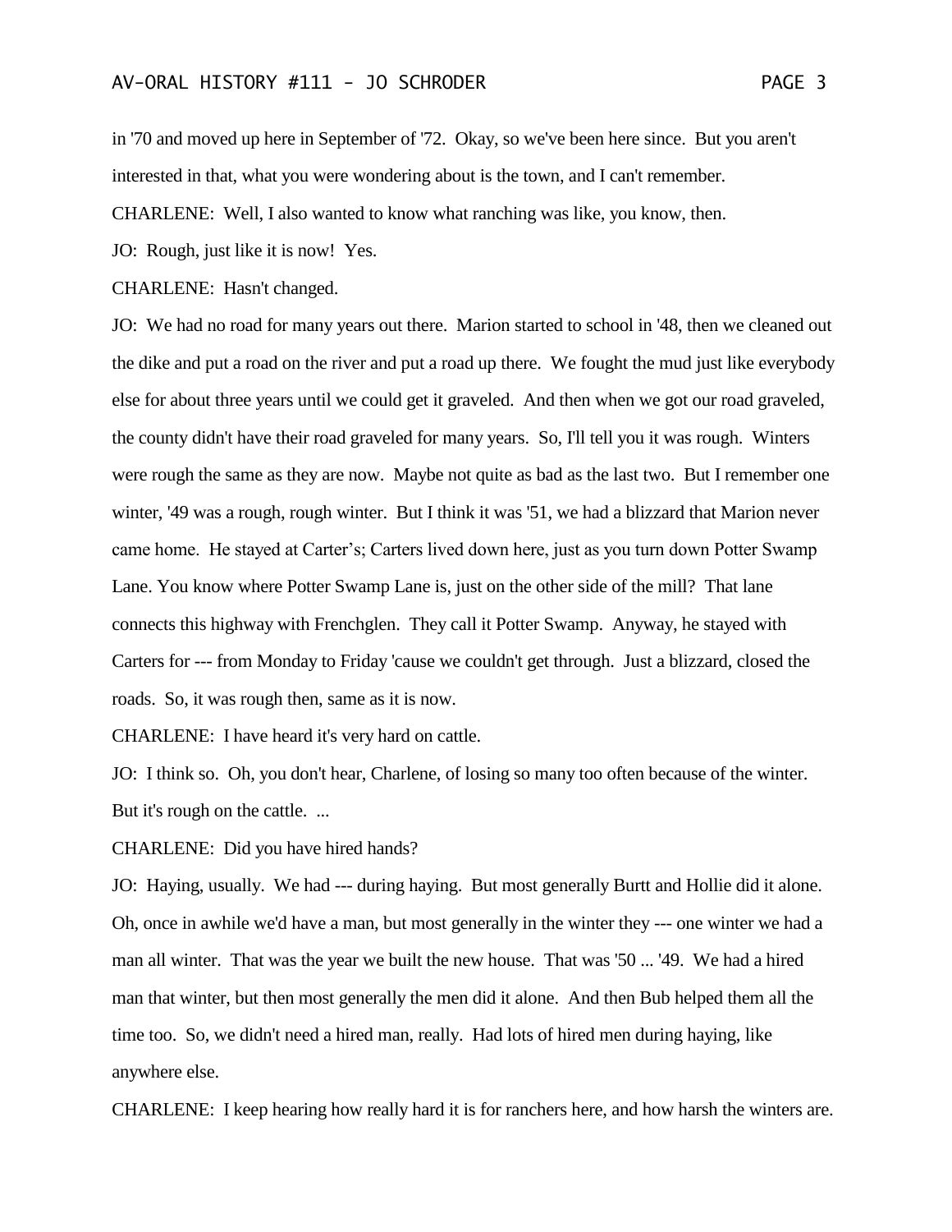in '70 and moved up here in September of '72. Okay, so we've been here since. But you aren't interested in that, what you were wondering about is the town, and I can't remember.

CHARLENE: Well, I also wanted to know what ranching was like, you know, then.

JO: Rough, just like it is now! Yes.

CHARLENE: Hasn't changed.

JO: We had no road for many years out there. Marion started to school in '48, then we cleaned out the dike and put a road on the river and put a road up there. We fought the mud just like everybody else for about three years until we could get it graveled. And then when we got our road graveled, the county didn't have their road graveled for many years. So, I'll tell you it was rough. Winters were rough the same as they are now. Maybe not quite as bad as the last two. But I remember one winter, '49 was a rough, rough winter. But I think it was '51, we had a blizzard that Marion never came home. He stayed at Carter's; Carters lived down here, just as you turn down Potter Swamp Lane. You know where Potter Swamp Lane is, just on the other side of the mill? That lane connects this highway with Frenchglen. They call it Potter Swamp. Anyway, he stayed with Carters for --- from Monday to Friday 'cause we couldn't get through. Just a blizzard, closed the roads. So, it was rough then, same as it is now.

CHARLENE: I have heard it's very hard on cattle.

JO: I think so. Oh, you don't hear, Charlene, of losing so many too often because of the winter. But it's rough on the cattle. ...

CHARLENE: Did you have hired hands?

JO: Haying, usually. We had --- during haying. But most generally Burtt and Hollie did it alone. Oh, once in awhile we'd have a man, but most generally in the winter they --- one winter we had a man all winter. That was the year we built the new house. That was '50 ... '49. We had a hired man that winter, but then most generally the men did it alone. And then Bub helped them all the time too. So, we didn't need a hired man, really. Had lots of hired men during haying, like anywhere else.

CHARLENE: I keep hearing how really hard it is for ranchers here, and how harsh the winters are.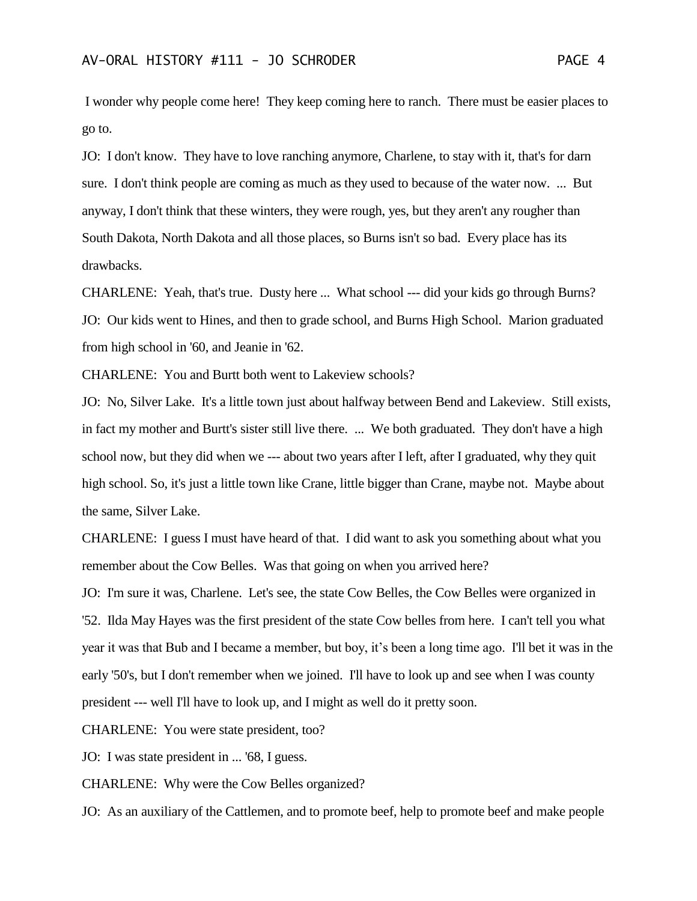I wonder why people come here! They keep coming here to ranch. There must be easier places to go to.

JO: I don't know. They have to love ranching anymore, Charlene, to stay with it, that's for darn sure. I don't think people are coming as much as they used to because of the water now. ... But anyway, I don't think that these winters, they were rough, yes, but they aren't any rougher than South Dakota, North Dakota and all those places, so Burns isn't so bad. Every place has its drawbacks.

CHARLENE: Yeah, that's true. Dusty here ... What school --- did your kids go through Burns?

JO: Our kids went to Hines, and then to grade school, and Burns High School. Marion graduated from high school in '60, and Jeanie in '62.

CHARLENE: You and Burtt both went to Lakeview schools?

JO: No, Silver Lake. It's a little town just about halfway between Bend and Lakeview. Still exists, in fact my mother and Burtt's sister still live there. ... We both graduated. They don't have a high school now, but they did when we --- about two years after I left, after I graduated, why they quit high school. So, it's just a little town like Crane, little bigger than Crane, maybe not. Maybe about the same, Silver Lake.

CHARLENE: I guess I must have heard of that. I did want to ask you something about what you remember about the Cow Belles. Was that going on when you arrived here?

JO: I'm sure it was, Charlene. Let's see, the state Cow Belles, the Cow Belles were organized in '52. Ilda May Hayes was the first president of the state Cow belles from here. I can't tell you what year it was that Bub and I became a member, but boy, it's been a long time ago. I'll bet it was in the early '50's, but I don't remember when we joined. I'll have to look up and see when I was county president --- well I'll have to look up, and I might as well do it pretty soon.

CHARLENE: You were state president, too?

JO: I was state president in ... '68, I guess.

CHARLENE: Why were the Cow Belles organized?

JO: As an auxiliary of the Cattlemen, and to promote beef, help to promote beef and make people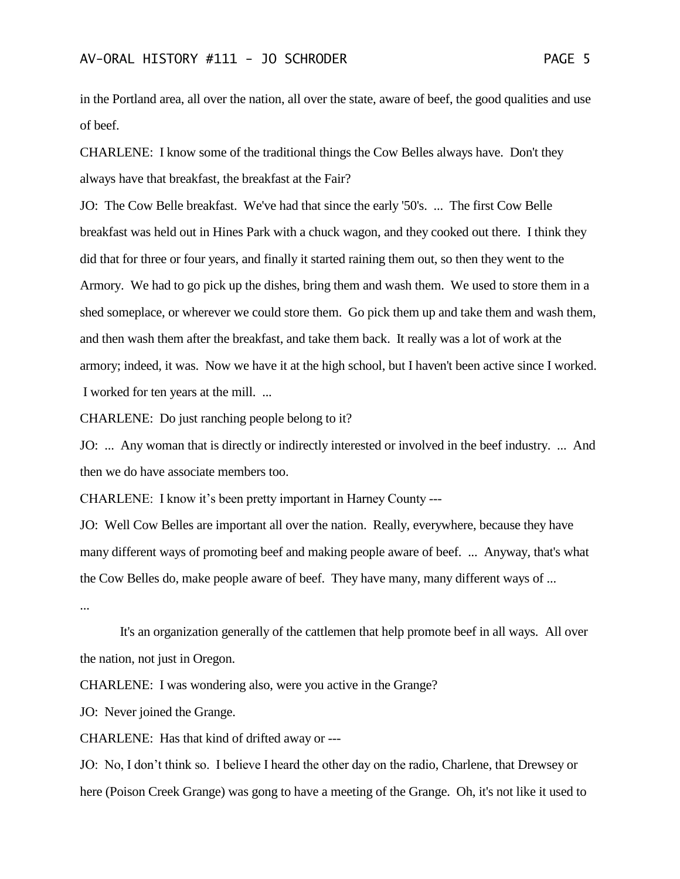in the Portland area, all over the nation, all over the state, aware of beef, the good qualities and use of beef.

CHARLENE: I know some of the traditional things the Cow Belles always have. Don't they always have that breakfast, the breakfast at the Fair?

JO: The Cow Belle breakfast. We've had that since the early '50's. ... The first Cow Belle breakfast was held out in Hines Park with a chuck wagon, and they cooked out there. I think they did that for three or four years, and finally it started raining them out, so then they went to the Armory. We had to go pick up the dishes, bring them and wash them. We used to store them in a shed someplace, or wherever we could store them. Go pick them up and take them and wash them, and then wash them after the breakfast, and take them back. It really was a lot of work at the armory; indeed, it was. Now we have it at the high school, but I haven't been active since I worked. I worked for ten years at the mill. ...

CHARLENE: Do just ranching people belong to it?

JO: ... Any woman that is directly or indirectly interested or involved in the beef industry. ... And then we do have associate members too.

CHARLENE: I know it's been pretty important in Harney County ---

JO: Well Cow Belles are important all over the nation. Really, everywhere, because they have many different ways of promoting beef and making people aware of beef. ... Anyway, that's what the Cow Belles do, make people aware of beef. They have many, many different ways of ...

...

It's an organization generally of the cattlemen that help promote beef in all ways. All over the nation, not just in Oregon.

CHARLENE: I was wondering also, were you active in the Grange?

JO: Never joined the Grange.

CHARLENE: Has that kind of drifted away or ---

JO: No, I don't think so. I believe I heard the other day on the radio, Charlene, that Drewsey or here (Poison Creek Grange) was gong to have a meeting of the Grange. Oh, it's not like it used to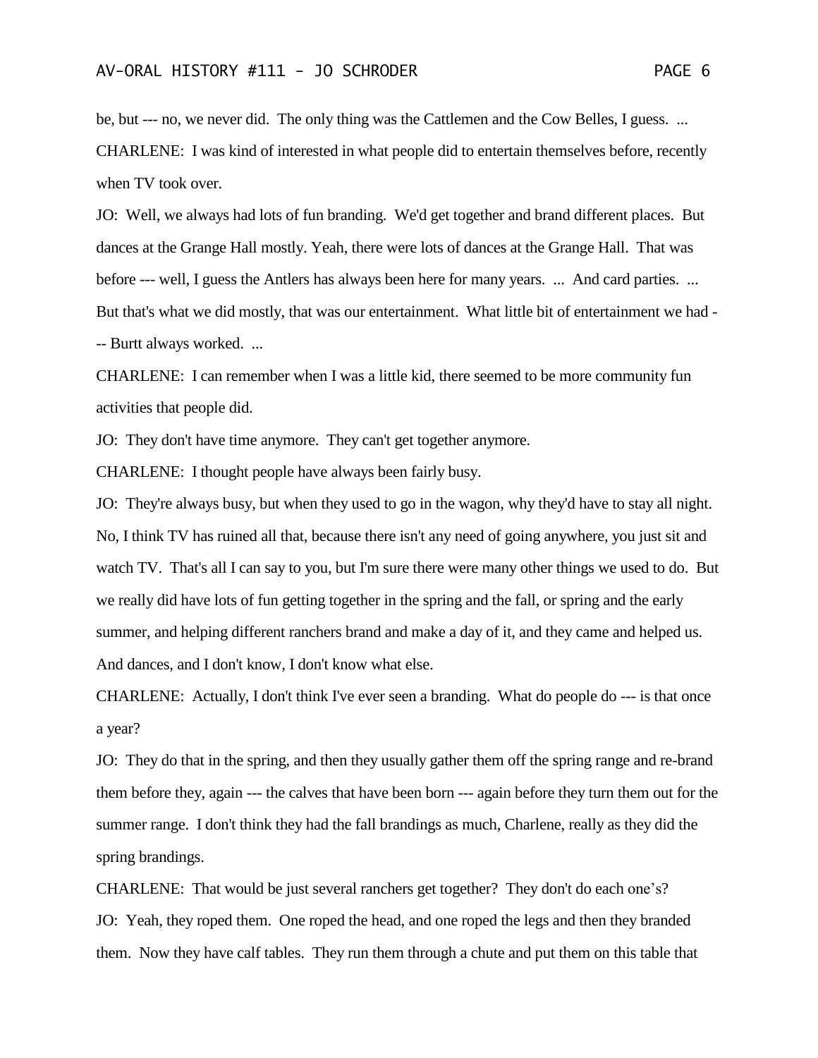be, but --- no, we never did. The only thing was the Cattlemen and the Cow Belles, I guess. ...

CHARLENE: I was kind of interested in what people did to entertain themselves before, recently when TV took over.

JO: Well, we always had lots of fun branding. We'd get together and brand different places. But dances at the Grange Hall mostly. Yeah, there were lots of dances at the Grange Hall. That was before --- well, I guess the Antlers has always been here for many years. ... And card parties. ... But that's what we did mostly, that was our entertainment. What little bit of entertainment we had --- Burtt always worked. ...

CHARLENE: I can remember when I was a little kid, there seemed to be more community fun activities that people did.

JO: They don't have time anymore. They can't get together anymore.

CHARLENE: I thought people have always been fairly busy.

JO: They're always busy, but when they used to go in the wagon, why they'd have to stay all night. No, I think TV has ruined all that, because there isn't any need of going anywhere, you just sit and watch TV. That's all I can say to you, but I'm sure there were many other things we used to do. But we really did have lots of fun getting together in the spring and the fall, or spring and the early summer, and helping different ranchers brand and make a day of it, and they came and helped us. And dances, and I don't know, I don't know what else.

CHARLENE: Actually, I don't think I've ever seen a branding. What do people do --- is that once a year?

JO: They do that in the spring, and then they usually gather them off the spring range and re-brand them before they, again --- the calves that have been born --- again before they turn them out for the summer range. I don't think they had the fall brandings as much, Charlene, really as they did the spring brandings.

CHARLENE: That would be just several ranchers get together? They don't do each one's?

JO: Yeah, they roped them. One roped the head, and one roped the legs and then they branded them. Now they have calf tables. They run them through a chute and put them on this table that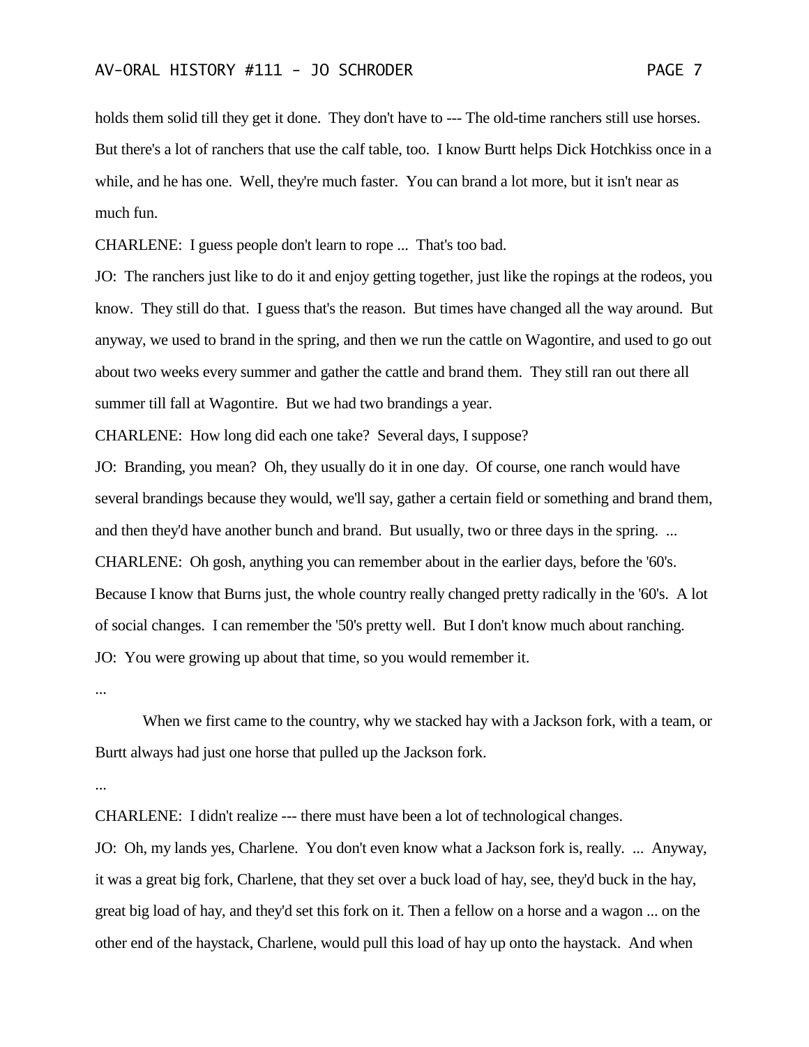holds them solid till they get it done. They don't have to --- The old-time ranchers still use horses. But there's a lot of ranchers that use the calf table, too. I know Burtt helps Dick Hotchkiss once in a while, and he has one. Well, they're much faster. You can brand a lot more, but it isn't near as much fun.

CHARLENE: I guess people don't learn to rope ... That's too bad.

JO: The ranchers just like to do it and enjoy getting together, just like the ropings at the rodeos, you know. They still do that. I guess that's the reason. But times have changed all the way around. But anyway, we used to brand in the spring, and then we run the cattle on Wagontire, and used to go out about two weeks every summer and gather the cattle and brand them. They still ran out there all summer till fall at Wagontire. But we had two brandings a year.

CHARLENE: How long did each one take? Several days, I suppose?

JO: Branding, you mean? Oh, they usually do it in one day. Of course, one ranch would have several brandings because they would, we'll say, gather a certain field or something and brand them, and then they'd have another bunch and brand. But usually, two or three days in the spring. ...

CHARLENE: Oh gosh, anything you can remember about in the earlier days, before the '60's. Because I know that Burns just, the whole country really changed pretty radically in the '60's. A lot of social changes. I can remember the '50's pretty well. But I don't know much about ranching.

JO: You were growing up about that time, so you would remember it.

...

When we first came to the country, why we stacked hay with a Jackson fork, with a team, or Burtt always had just one horse that pulled up the Jackson fork.

...

CHARLENE: I didn't realize --- there must have been a lot of technological changes.

JO: Oh, my lands yes, Charlene. You don't even know what a Jackson fork is, really. ... Anyway, it was a great big fork, Charlene, that they set over a buck load of hay, see, they'd buck in the hay, great big load of hay, and they'd set this fork on it. Then a fellow on a horse and a wagon ... on the other end of the haystack, Charlene, would pull this load of hay up onto the haystack. And when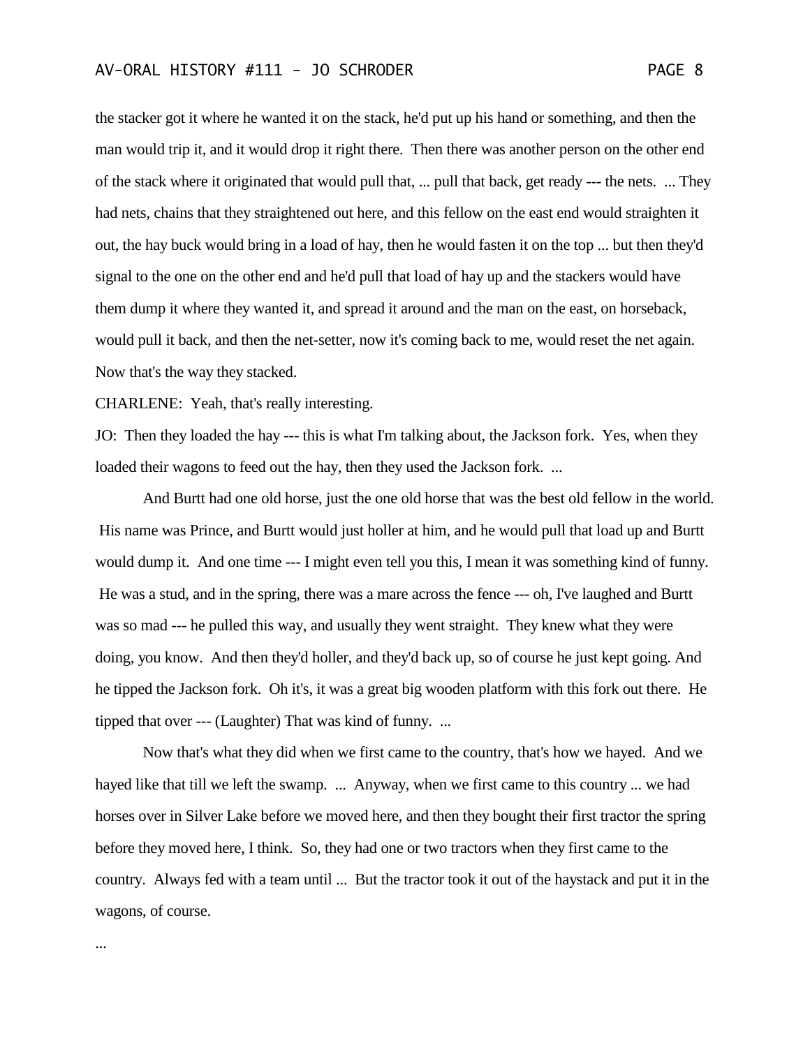the stacker got it where he wanted it on the stack, he'd put up his hand or something, and then the man would trip it, and it would drop it right there. Then there was another person on the other end of the stack where it originated that would pull that, ... pull that back, get ready --- the nets. ... They had nets, chains that they straightened out here, and this fellow on the east end would straighten it out, the hay buck would bring in a load of hay, then he would fasten it on the top ... but then they'd signal to the one on the other end and he'd pull that load of hay up and the stackers would have them dump it where they wanted it, and spread it around and the man on the east, on horseback, would pull it back, and then the net-setter, now it's coming back to me, would reset the net again. Now that's the way they stacked.

CHARLENE: Yeah, that's really interesting.

JO: Then they loaded the hay --- this is what I'm talking about, the Jackson fork. Yes, when they loaded their wagons to feed out the hay, then they used the Jackson fork. ...

And Burtt had one old horse, just the one old horse that was the best old fellow in the world. His name was Prince, and Burtt would just holler at him, and he would pull that load up and Burtt would dump it. And one time --- I might even tell you this, I mean it was something kind of funny. He was a stud, and in the spring, there was a mare across the fence --- oh, I've laughed and Burtt was so mad --- he pulled this way, and usually they went straight. They knew what they were doing, you know. And then they'd holler, and they'd back up, so of course he just kept going. And he tipped the Jackson fork. Oh it's, it was a great big wooden platform with this fork out there. He tipped that over --- (Laughter) That was kind of funny. ...

Now that's what they did when we first came to the country, that's how we hayed. And we hayed like that till we left the swamp. ... Anyway, when we first came to this country ... we had horses over in Silver Lake before we moved here, and then they bought their first tractor the spring before they moved here, I think. So, they had one or two tractors when they first came to the country. Always fed with a team until ... But the tractor took it out of the haystack and put it in the wagons, of course.

...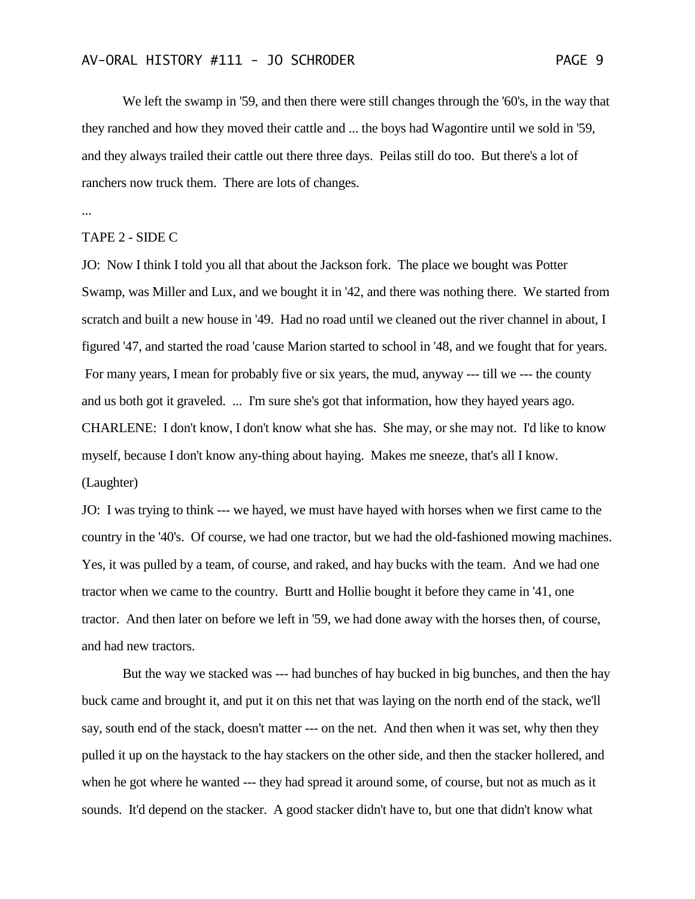We left the swamp in '59, and then there were still changes through the '60's, in the way that they ranched and how they moved their cattle and ... the boys had Wagontire until we sold in '59, and they always trailed their cattle out there three days. Peilas still do too. But there's a lot of ranchers now truck them. There are lots of changes.

...

TAPE 2 - SIDE C

JO: Now I think I told you all that about the Jackson fork. The place we bought was Potter Swamp, was Miller and Lux, and we bought it in '42, and there was nothing there. We started from scratch and built a new house in '49. Had no road until we cleaned out the river channel in about, I figured '47, and started the road 'cause Marion started to school in '48, and we fought that for years. For many years, I mean for probably five or six years, the mud, anyway --- till we --- the county and us both got it graveled. ... I'm sure she's got that information, how they hayed years ago.

CHARLENE: I don't know, I don't know what she has. She may, or she may not. I'd like to know myself, because I don't know any-thing about haying. Makes me sneeze, that's all I know. (Laughter)

JO: I was trying to think --- we hayed, we must have hayed with horses when we first came to the country in the '40's. Of course, we had one tractor, but we had the old-fashioned mowing machines. Yes, it was pulled by a team, of course, and raked, and hay bucks with the team. And we had one tractor when we came to the country. Burtt and Hollie bought it before they came in '41, one tractor. And then later on before we left in '59, we had done away with the horses then, of course, and had new tractors.

But the way we stacked was --- had bunches of hay bucked in big bunches, and then the hay buck came and brought it, and put it on this net that was laying on the north end of the stack, we'll say, south end of the stack, doesn't matter --- on the net. And then when it was set, why then they pulled it up on the haystack to the hay stackers on the other side, and then the stacker hollered, and when he got where he wanted --- they had spread it around some, of course, but not as much as it sounds. It'd depend on the stacker. A good stacker didn't have to, but one that didn't know what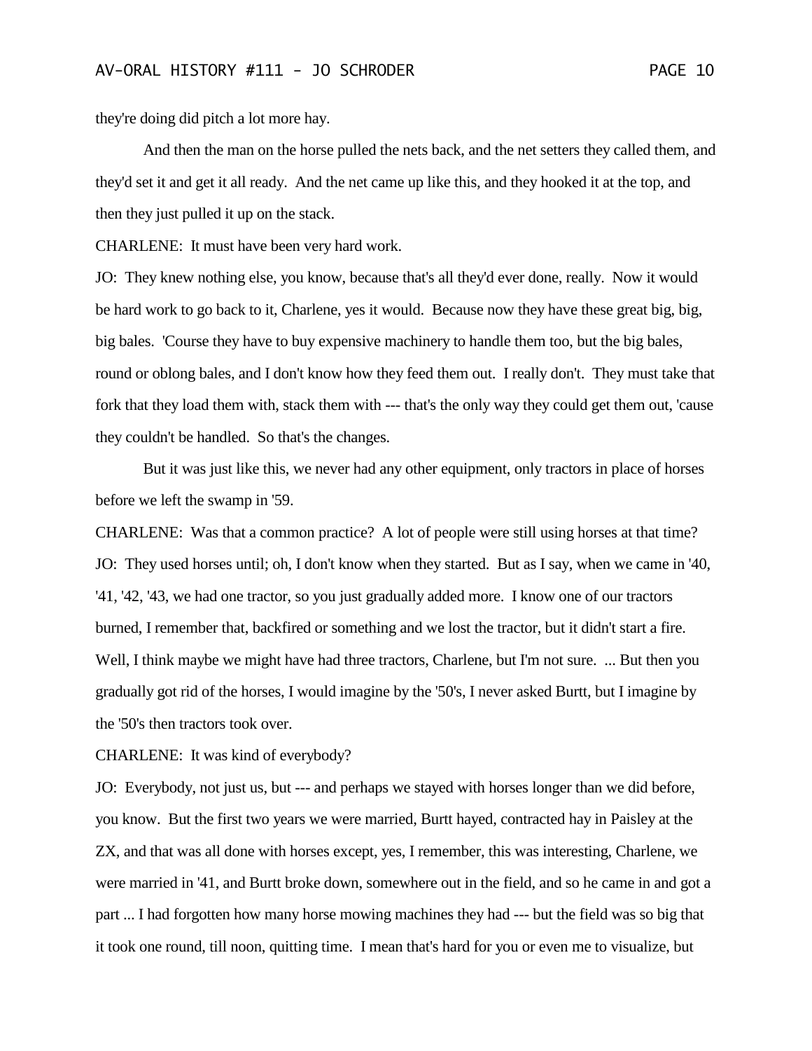they're doing did pitch a lot more hay.

And then the man on the horse pulled the nets back, and the net setters they called them, and they'd set it and get it all ready. And the net came up like this, and they hooked it at the top, and then they just pulled it up on the stack.

CHARLENE: It must have been very hard work.

JO: They knew nothing else, you know, because that's all they'd ever done, really. Now it would be hard work to go back to it, Charlene, yes it would. Because now they have these great big, big, big bales. 'Course they have to buy expensive machinery to handle them too, but the big bales, round or oblong bales, and I don't know how they feed them out. I really don't. They must take that fork that they load them with, stack them with --- that's the only way they could get them out, 'cause they couldn't be handled. So that's the changes.

But it was just like this, we never had any other equipment, only tractors in place of horses before we left the swamp in '59.

CHARLENE: Was that a common practice? A lot of people were still using horses at that time?

JO: They used horses until; oh, I don't know when they started. But as I say, when we came in '40, '41, '42, '43, we had one tractor, so you just gradually added more. I know one of our tractors burned, I remember that, backfired or something and we lost the tractor, but it didn't start a fire. Well, I think maybe we might have had three tractors, Charlene, but I'm not sure. ... But then you gradually got rid of the horses, I would imagine by the '50's, I never asked Burtt, but I imagine by the '50's then tractors took over.

CHARLENE: It was kind of everybody?

JO: Everybody, not just us, but --- and perhaps we stayed with horses longer than we did before, you know. But the first two years we were married, Burtt hayed, contracted hay in Paisley at the ZX, and that was all done with horses except, yes, I remember, this was interesting, Charlene, we were married in '41, and Burtt broke down, somewhere out in the field, and so he came in and got a part ... I had forgotten how many horse mowing machines they had --- but the field was so big that it took one round, till noon, quitting time. I mean that's hard for you or even me to visualize, but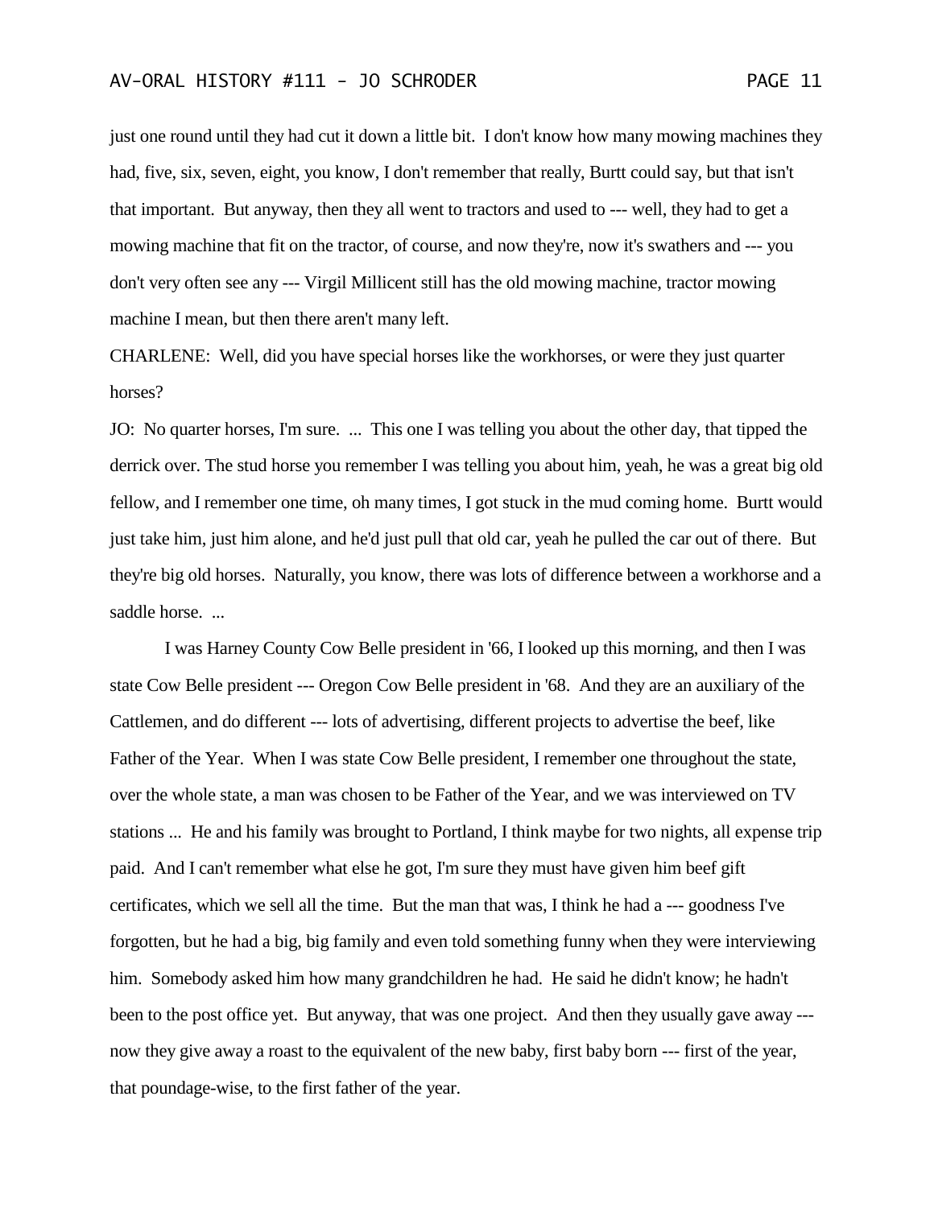just one round until they had cut it down a little bit. I don't know how many mowing machines they had, five, six, seven, eight, you know, I don't remember that really, Burtt could say, but that isn't that important. But anyway, then they all went to tractors and used to --- well, they had to get a mowing machine that fit on the tractor, of course, and now they're, now it's swathers and --- you don't very often see any --- Virgil Millicent still has the old mowing machine, tractor mowing machine I mean, but then there aren't many left.

CHARLENE: Well, did you have special horses like the workhorses, or were they just quarter horses?

JO: No quarter horses, I'm sure. ... This one I was telling you about the other day, that tipped the derrick over. The stud horse you remember I was telling you about him, yeah, he was a great big old fellow, and I remember one time, oh many times, I got stuck in the mud coming home. Burtt would just take him, just him alone, and he'd just pull that old car, yeah he pulled the car out of there. But they're big old horses. Naturally, you know, there was lots of difference between a workhorse and a saddle horse. ...

I was Harney County Cow Belle president in '66, I looked up this morning, and then I was state Cow Belle president --- Oregon Cow Belle president in '68. And they are an auxiliary of the Cattlemen, and do different --- lots of advertising, different projects to advertise the beef, like Father of the Year. When I was state Cow Belle president, I remember one throughout the state, over the whole state, a man was chosen to be Father of the Year, and we was interviewed on TV stations ... He and his family was brought to Portland, I think maybe for two nights, all expense trip paid. And I can't remember what else he got, I'm sure they must have given him beef gift certificates, which we sell all the time. But the man that was, I think he had a --- goodness I've forgotten, but he had a big, big family and even told something funny when they were interviewing him. Somebody asked him how many grandchildren he had. He said he didn't know; he hadn't been to the post office yet. But anyway, that was one project. And then they usually gave away --- now they give away a roast to the equivalent of the new baby, first baby born --- first of the year, that poundage-wise, to the first father of the year.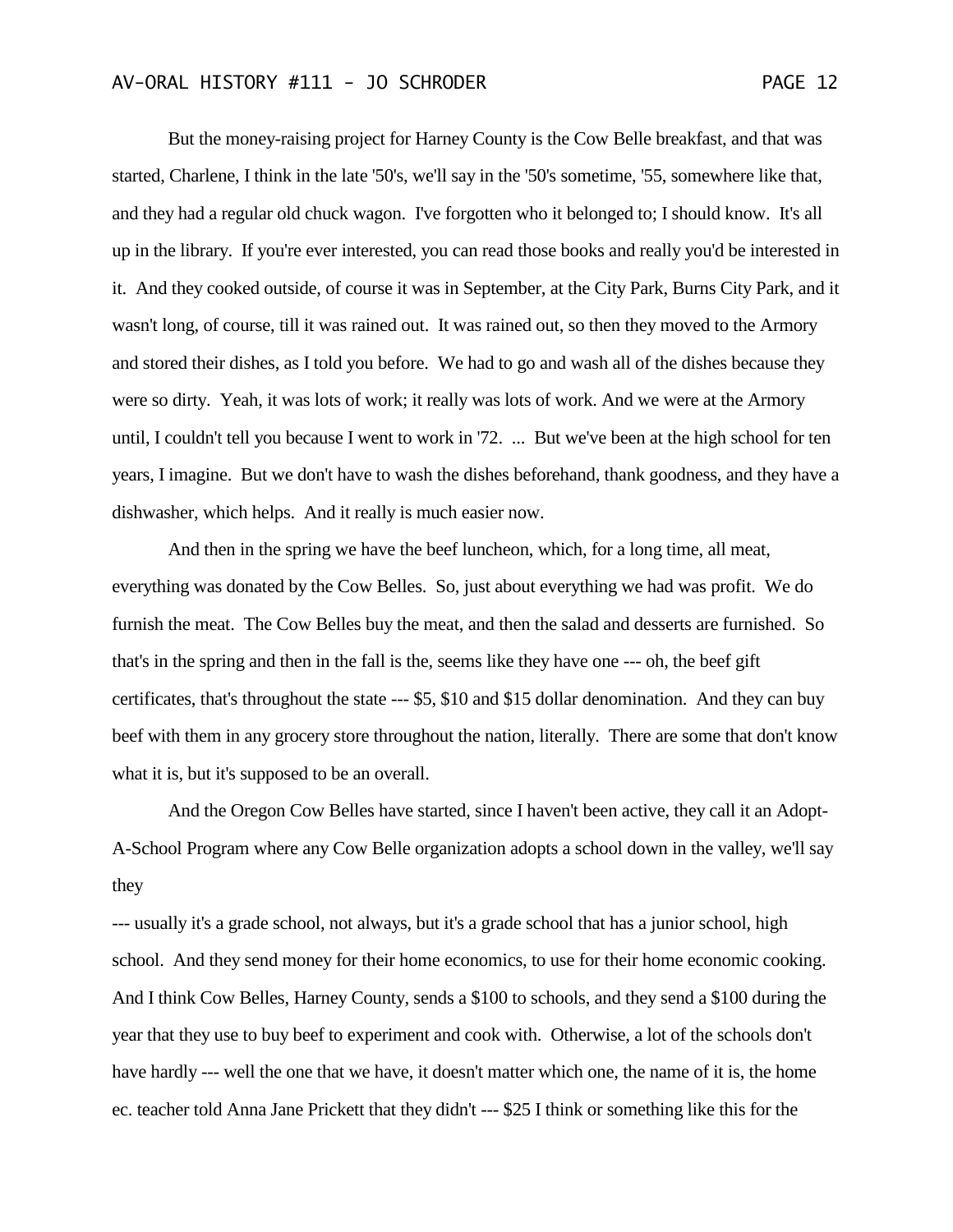But the money-raising project for Harney County is the Cow Belle breakfast, and that was started, Charlene, I think in the late '50's, we'll say in the '50's sometime, '55, somewhere like that, and they had a regular old chuck wagon. I've forgotten who it belonged to; I should know. It's all up in the library. If you're ever interested, you can read those books and really you'd be interested in it. And they cooked outside, of course it was in September, at the City Park, Burns City Park, and it wasn't long, of course, till it was rained out. It was rained out, so then they moved to the Armory and stored their dishes, as I told you before. We had to go and wash all of the dishes because they were so dirty. Yeah, it was lots of work; it really was lots of work. And we were at the Armory until, I couldn't tell you because I went to work in '72. ... But we've been at the high school for ten years, I imagine. But we don't have to wash the dishes beforehand, thank goodness, and they have a dishwasher, which helps. And it really is much easier now.

And then in the spring we have the beef luncheon, which, for a long time, all meat, everything was donated by the Cow Belles. So, just about everything we had was profit. We do furnish the meat. The Cow Belles buy the meat, and then the salad and desserts are furnished. So that's in the spring and then in the fall is the, seems like they have one --- oh, the beef gift certificates, that's throughout the state --- $5, $10 and $15 dollar denomination. And they can buy beef with them in any grocery store throughout the nation, literally. There are some that don't know what it is, but it's supposed to be an overall.

And the Oregon Cow Belles have started, since I haven't been active, they call it an Adopt-A-School Program where any Cow Belle organization adopts a school down in the valley, we'll say they --- usually it's a grade school, not always, but it's a grade school that has a junior school, high school. And they send money for their home economics, to use for their home economic cooking. And I think Cow Belles, Harney County, sends a $100 to schools, and they send a $100 during the year that they use to buy beef to experiment and cook with. Otherwise, a lot of the schools don't have hardly --- well the one that we have, it doesn't matter which one, the name of it is, the home ec. teacher told Anna Jane Prickett that they didn't --- $25 I think or something like this for the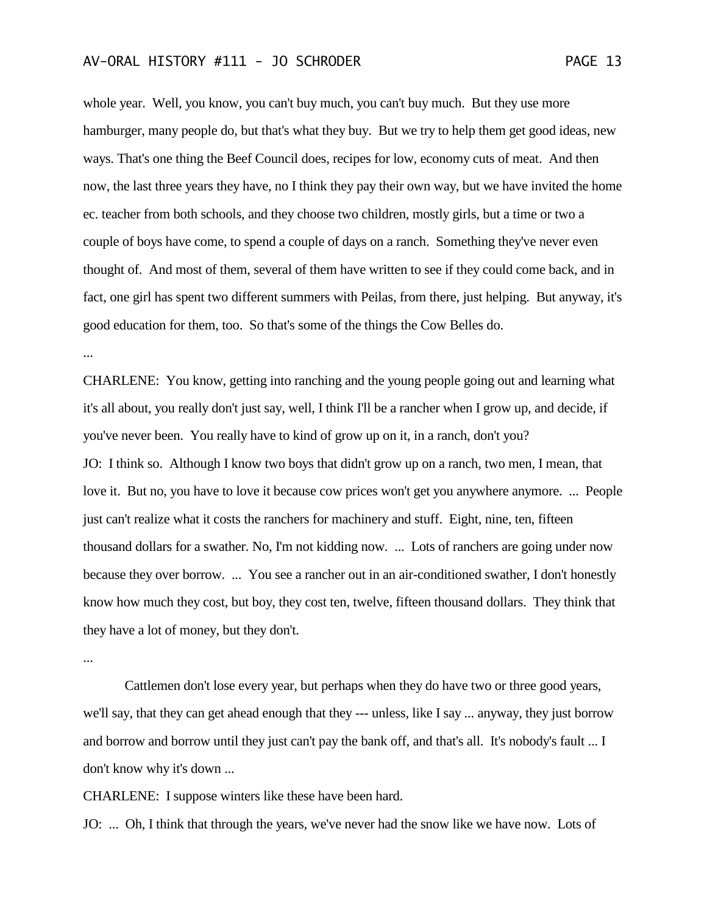whole year. Well, you know, you can't buy much, you can't buy much. But they use more hamburger, many people do, but that's what they buy. But we try to help them get good ideas, new ways. That's one thing the Beef Council does, recipes for low, economy cuts of meat. And then now, the last three years they have, no I think they pay their own way, but we have invited the home ec. teacher from both schools, and they choose two children, mostly girls, but a time or two a couple of boys have come, to spend a couple of days on a ranch. Something they've never even thought of. And most of them, several of them have written to see if they could come back, and in fact, one girl has spent two different summers with Peilas, from there, just helping. But anyway, it's good education for them, too. So that's some of the things the Cow Belles do.

...

CHARLENE: You know, getting into ranching and the young people going out and learning what it's all about, you really don't just say, well, I think I'll be a rancher when I grow up, and decide, if you've never been. You really have to kind of grow up on it, in a ranch, don't you?

JO: I think so. Although I know two boys that didn't grow up on a ranch, two men, I mean, that love it. But no, you have to love it because cow prices won't get you anywhere anymore. ... People just can't realize what it costs the ranchers for machinery and stuff. Eight, nine, ten, fifteen thousand dollars for a swather. No, I'm not kidding now. ... Lots of ranchers are going under now because they over borrow. ... You see a rancher out in an air-conditioned swather, I don't honestly know how much they cost, but boy, they cost ten, twelve, fifteen thousand dollars. They think that they have a lot of money, but they don't.

...

Cattlemen don't lose every year, but perhaps when they do have two or three good years, we'll say, that they can get ahead enough that they --- unless, like I say ... anyway, they just borrow and borrow and borrow until they just can't pay the bank off, and that's all. It's nobody's fault ... I don't know why it's down ...

CHARLENE: I suppose winters like these have been hard.

JO: ... Oh, I think that through the years, we've never had the snow like we have now. Lots of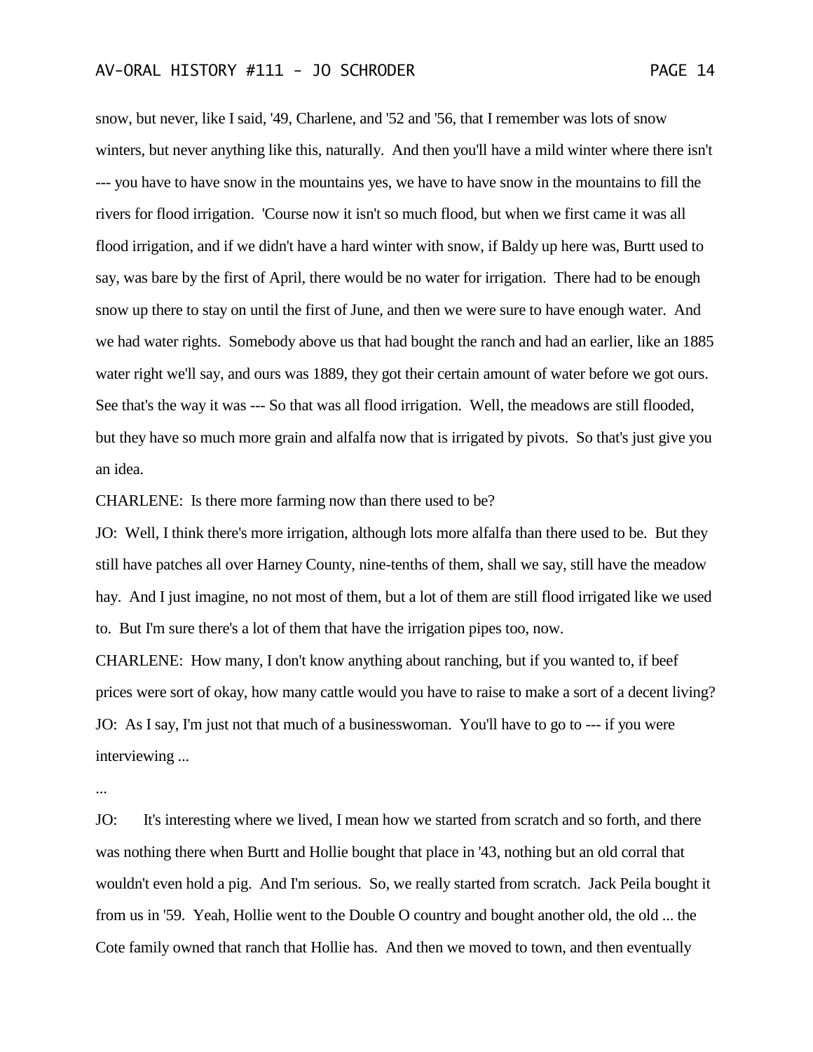snow, but never, like I said, '49, Charlene, and '52 and '56, that I remember was lots of snow winters, but never anything like this, naturally. And then you'll have a mild winter where there isn't --- you have to have snow in the mountains yes, we have to have snow in the mountains to fill the rivers for flood irrigation. 'Course now it isn't so much flood, but when we first came it was all flood irrigation, and if we didn't have a hard winter with snow, if Baldy up here was, Burtt used to say, was bare by the first of April, there would be no water for irrigation. There had to be enough snow up there to stay on until the first of June, and then we were sure to have enough water. And we had water rights. Somebody above us that had bought the ranch and had an earlier, like an 1885 water right we'll say, and ours was 1889, they got their certain amount of water before we got ours. See that's the way it was --- So that was all flood irrigation. Well, the meadows are still flooded, but they have so much more grain and alfalfa now that is irrigated by pivots. So that's just give you an idea.

CHARLENE: Is there more farming now than there used to be?

JO: Well, I think there's more irrigation, although lots more alfalfa than there used to be. But they still have patches all over Harney County, nine-tenths of them, shall we say, still have the meadow hay. And I just imagine, no not most of them, but a lot of them are still flood irrigated like we used to. But I'm sure there's a lot of them that have the irrigation pipes too, now.

CHARLENE: How many, I don't know anything about ranching, but if you wanted to, if beef prices were sort of okay, how many cattle would you have to raise to make a sort of a decent living?

JO: As I say, I'm just not that much of a businesswoman. You'll have to go to --- if you were interviewing ...

...

JO: It's interesting where we lived, I mean how we started from scratch and so forth, and there was nothing there when Burtt and Hollie bought that place in '43, nothing but an old corral that wouldn't even hold a pig. And I'm serious. So, we really started from scratch. Jack Peila bought it from us in '59. Yeah, Hollie went to the Double O country and bought another old, the old ... the Cote family owned that ranch that Hollie has. And then we moved to town, and then eventually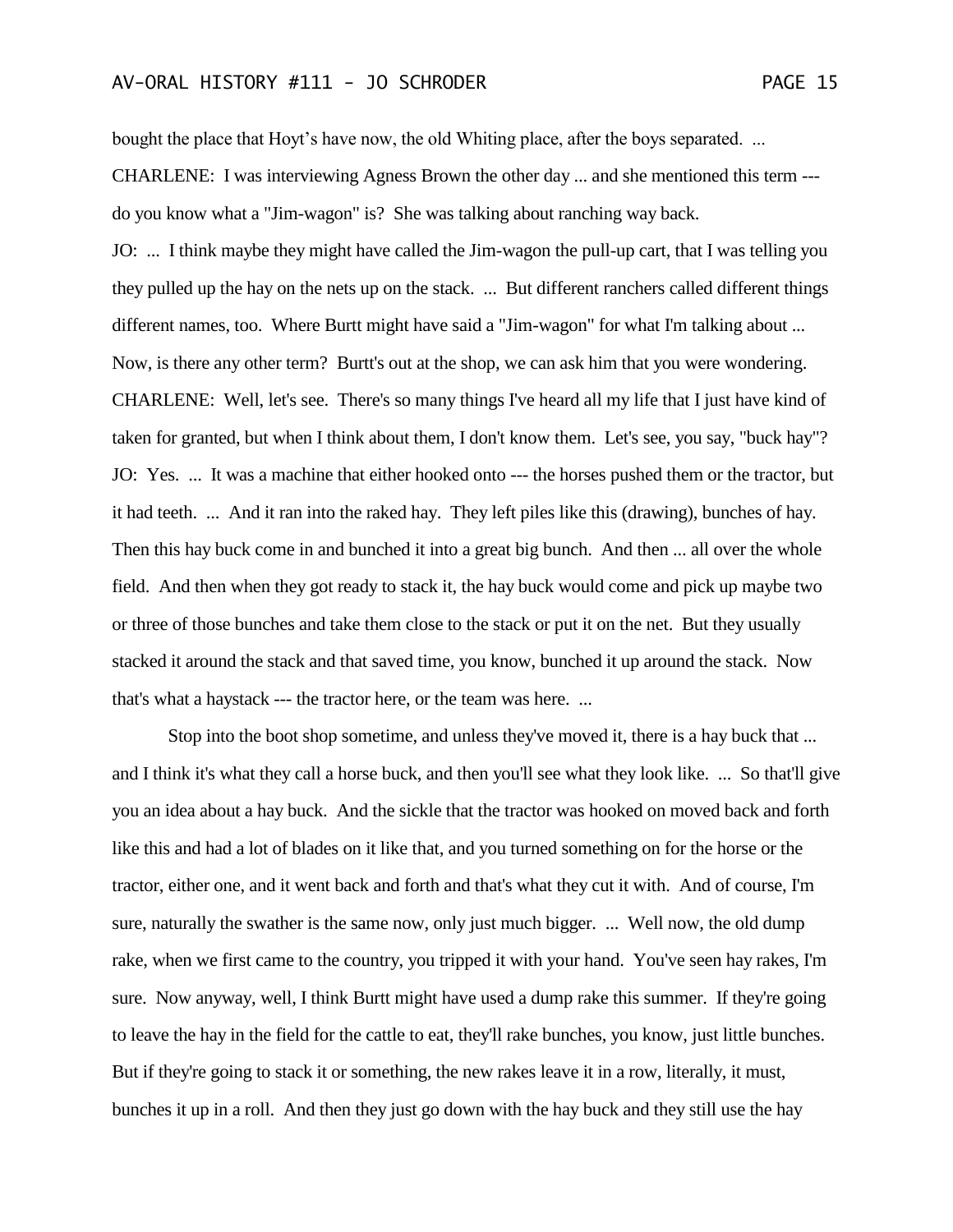bought the place that Hoyt's have now, the old Whiting place, after the boys separated. ...

CHARLENE: I was interviewing Agness Brown the other day ... and she mentioned this term --- do you know what a "Jim-wagon" is? She was talking about ranching way back.

JO: ... I think maybe they might have called the Jim-wagon the pull-up cart, that I was telling you they pulled up the hay on the nets up on the stack. ... But different ranchers called different things different names, too. Where Burtt might have said a "Jim-wagon" for what I'm talking about ... Now, is there any other term? Burtt's out at the shop, we can ask him that you were wondering.

CHARLENE: Well, let's see. There's so many things I've heard all my life that I just have kind of taken for granted, but when I think about them, I don't know them. Let's see, you say, "buck hay"?

JO: Yes. ... It was a machine that either hooked onto --- the horses pushed them or the tractor, but it had teeth. ... And it ran into the raked hay. They left piles like this (drawing), bunches of hay. Then this hay buck come in and bunched it into a great big bunch. And then ... all over the whole field. And then when they got ready to stack it, the hay buck would come and pick up maybe two or three of those bunches and take them close to the stack or put it on the net. But they usually stacked it around the stack and that saved time, you know, bunched it up around the stack. Now that's what a haystack --- the tractor here, or the team was here. ...

Stop into the boot shop sometime, and unless they've moved it, there is a hay buck that ... and I think it's what they call a horse buck, and then you'll see what they look like. ... So that'll give you an idea about a hay buck. And the sickle that the tractor was hooked on moved back and forth like this and had a lot of blades on it like that, and you turned something on for the horse or the tractor, either one, and it went back and forth and that's what they cut it with. And of course, I'm sure, naturally the swather is the same now, only just much bigger. ... Well now, the old dump rake, when we first came to the country, you tripped it with your hand. You've seen hay rakes, I'm sure. Now anyway, well, I think Burtt might have used a dump rake this summer. If they're going to leave the hay in the field for the cattle to eat, they'll rake bunches, you know, just little bunches. But if they're going to stack it or something, the new rakes leave it in a row, literally, it must, bunches it up in a roll. And then they just go down with the hay buck and they still use the hay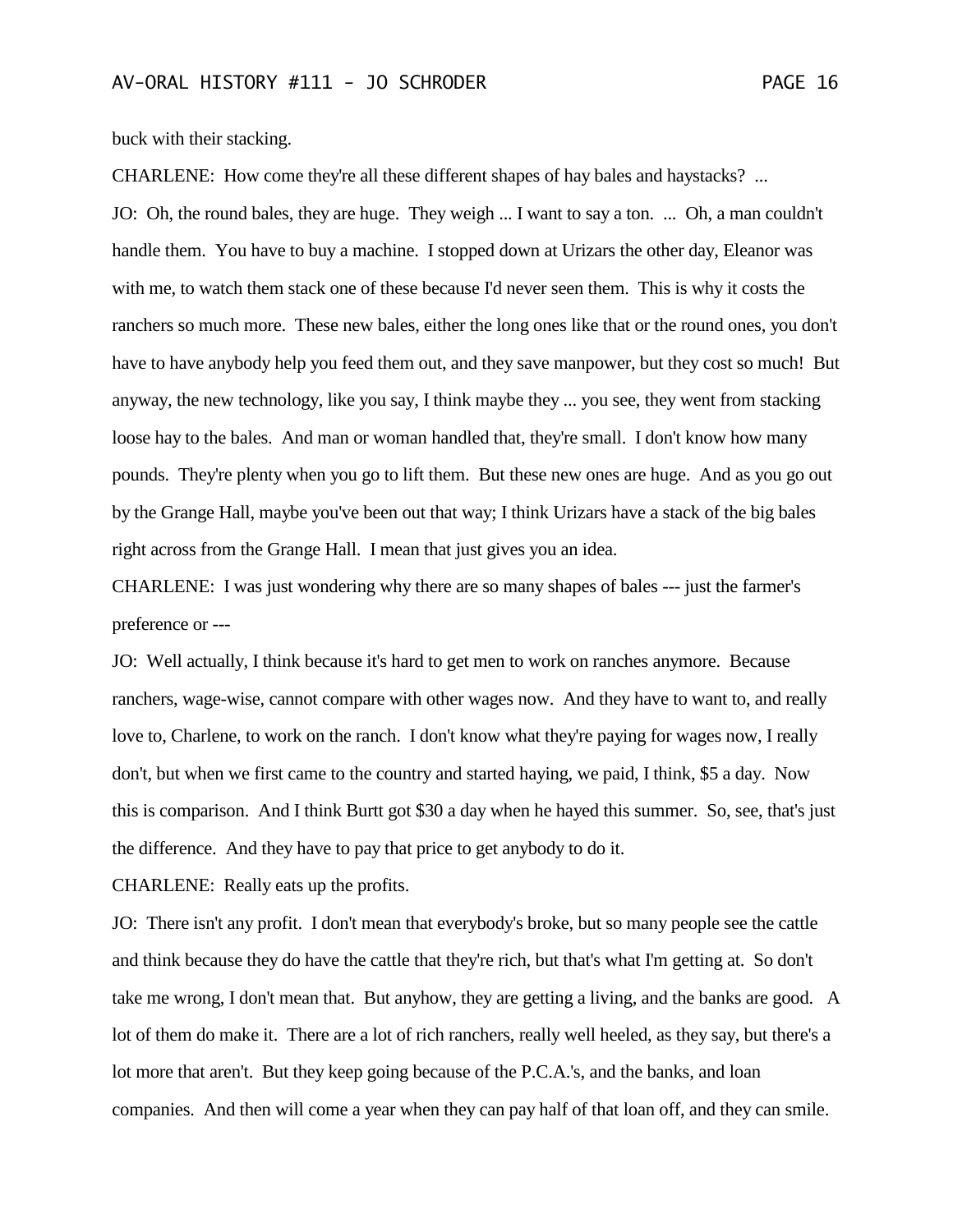buck with their stacking.

CHARLENE: How come they're all these different shapes of hay bales and haystacks? ...

JO: Oh, the round bales, they are huge. They weigh ... I want to say a ton. ... Oh, a man couldn't handle them. You have to buy a machine. I stopped down at Urizars the other day, Eleanor was with me, to watch them stack one of these because I'd never seen them. This is why it costs the ranchers so much more. These new bales, either the long ones like that or the round ones, you don't have to have anybody help you feed them out, and they save manpower, but they cost so much! But anyway, the new technology, like you say, I think maybe they ... you see, they went from stacking loose hay to the bales. And man or woman handled that, they're small. I don't know how many pounds. They're plenty when you go to lift them. But these new ones are huge. And as you go out by the Grange Hall, maybe you've been out that way; I think Urizars have a stack of the big bales right across from the Grange Hall. I mean that just gives you an idea.

CHARLENE: I was just wondering why there are so many shapes of bales --- just the farmer's preference or ---

JO: Well actually, I think because it's hard to get men to work on ranches anymore. Because ranchers, wage-wise, cannot compare with other wages now. And they have to want to, and really love to, Charlene, to work on the ranch. I don't know what they're paying for wages now, I really don't, but when we first came to the country and started haying, we paid, I think, $5 a day. Now this is comparison. And I think Burtt got $30 a day when he hayed this summer. So, see, that's just the difference. And they have to pay that price to get anybody to do it.

CHARLENE: Really eats up the profits.

JO: There isn't any profit. I don't mean that everybody's broke, but so many people see the cattle and think because they do have the cattle that they're rich, but that's what I'm getting at. So don't take me wrong, I don't mean that. But anyhow, they are getting a living, and the banks are good. A lot of them do make it. There are a lot of rich ranchers, really well heeled, as they say, but there's a lot more that aren't. But they keep going because of the P.C.A.'s, and the banks, and loan companies. And then will come a year when they can pay half of that loan off, and they can smile.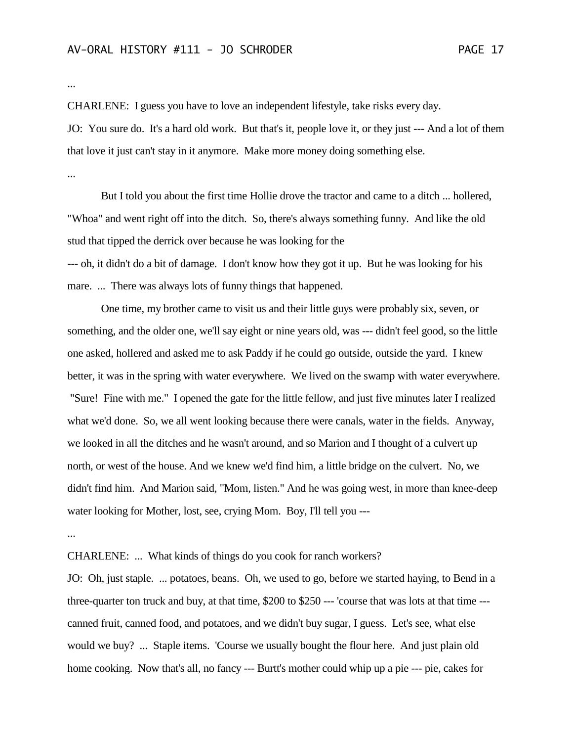...

CHARLENE: I guess you have to love an independent lifestyle, take risks every day.

JO: You sure do. It's a hard old work. But that's it, people love it, or they just --- And a lot of them that love it just can't stay in it anymore. Make more money doing something else.

...

But I told you about the first time Hollie drove the tractor and came to a ditch ... hollered, "Whoa" and went right off into the ditch. So, there's always something funny. And like the old stud that tipped the derrick over because he was looking for the
--- oh, it didn't do a bit of damage. I don't know how they got it up. But he was looking for his mare. ... There was always lots of funny things that happened.

One time, my brother came to visit us and their little guys were probably six, seven, or something, and the older one, we'll say eight or nine years old, was --- didn't feel good, so the little one asked, hollered and asked me to ask Paddy if he could go outside, outside the yard. I knew better, it was in the spring with water everywhere. We lived on the swamp with water everywhere. "Sure! Fine with me." I opened the gate for the little fellow, and just five minutes later I realized what we'd done. So, we all went looking because there were canals, water in the fields. Anyway, we looked in all the ditches and he wasn't around, and so Marion and I thought of a culvert up north, or west of the house. And we knew we'd find him, a little bridge on the culvert. No, we didn't find him. And Marion said, "Mom, listen." And he was going west, in more than knee-deep water looking for Mother, lost, see, crying Mom. Boy, I'll tell you ---

...

CHARLENE: ... What kinds of things do you cook for ranch workers?

JO: Oh, just staple. ... potatoes, beans. Oh, we used to go, before we started haying, to Bend in a three-quarter ton truck and buy, at that time, $200 to $250 --- 'course that was lots at that time --- canned fruit, canned food, and potatoes, and we didn't buy sugar, I guess. Let's see, what else would we buy? ... Staple items. 'Course we usually bought the flour here. And just plain old home cooking. Now that's all, no fancy --- Burtt's mother could whip up a pie --- pie, cakes for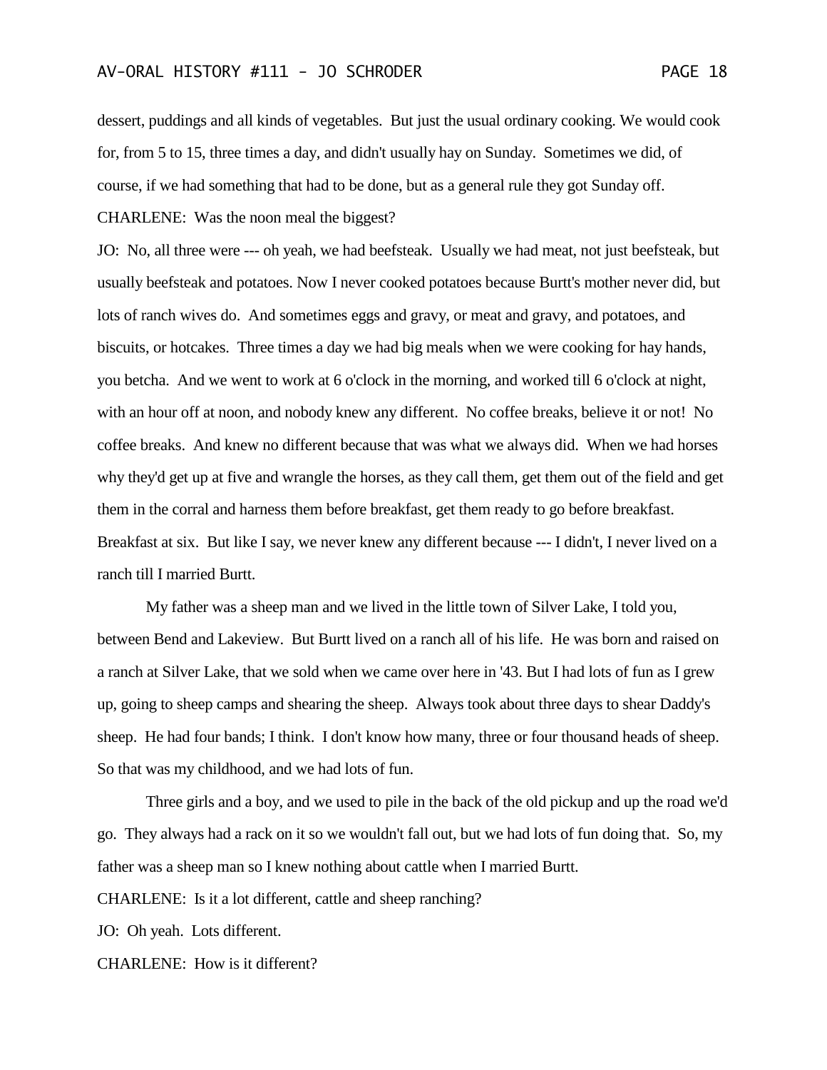dessert, puddings and all kinds of vegetables. But just the usual ordinary cooking. We would cook for, from 5 to 15, three times a day, and didn't usually hay on Sunday. Sometimes we did, of course, if we had something that had to be done, but as a general rule they got Sunday off.

CHARLENE: Was the noon meal the biggest?

JO: No, all three were --- oh yeah, we had beefsteak. Usually we had meat, not just beefsteak, but usually beefsteak and potatoes. Now I never cooked potatoes because Burtt's mother never did, but lots of ranch wives do. And sometimes eggs and gravy, or meat and gravy, and potatoes, and biscuits, or hotcakes. Three times a day we had big meals when we were cooking for hay hands, you betcha. And we went to work at 6 o'clock in the morning, and worked till 6 o'clock at night, with an hour off at noon, and nobody knew any different. No coffee breaks, believe it or not! No coffee breaks. And knew no different because that was what we always did. When we had horses why they'd get up at five and wrangle the horses, as they call them, get them out of the field and get them in the corral and harness them before breakfast, get them ready to go before breakfast. Breakfast at six. But like I say, we never knew any different because --- I didn't, I never lived on a ranch till I married Burtt.

My father was a sheep man and we lived in the little town of Silver Lake, I told you, between Bend and Lakeview. But Burtt lived on a ranch all of his life. He was born and raised on a ranch at Silver Lake, that we sold when we came over here in '43. But I had lots of fun as I grew up, going to sheep camps and shearing the sheep. Always took about three days to shear Daddy's sheep. He had four bands; I think. I don't know how many, three or four thousand heads of sheep. So that was my childhood, and we had lots of fun.

Three girls and a boy, and we used to pile in the back of the old pickup and up the road we'd go. They always had a rack on it so we wouldn't fall out, but we had lots of fun doing that. So, my father was a sheep man so I knew nothing about cattle when I married Burtt.

CHARLENE: Is it a lot different, cattle and sheep ranching?

JO: Oh yeah. Lots different.

CHARLENE: How is it different?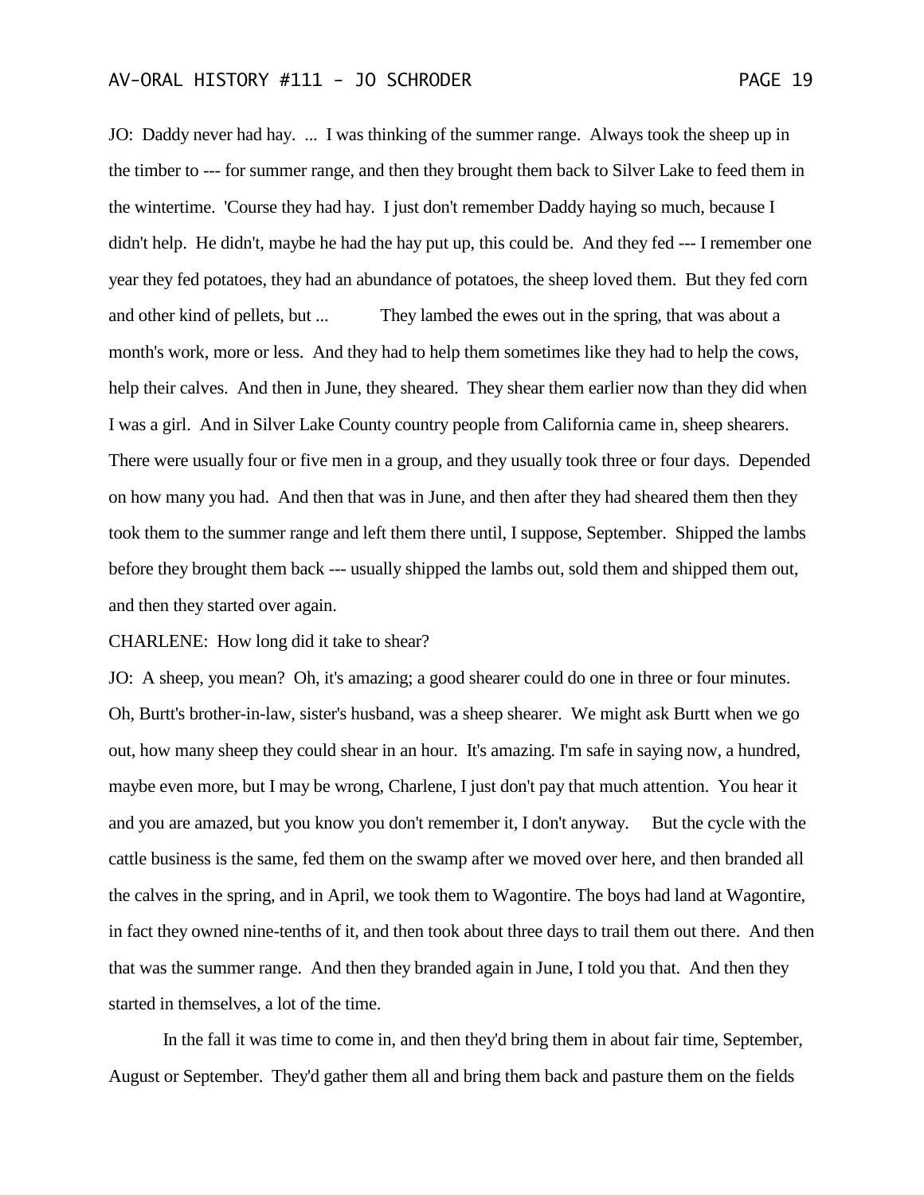JO: Daddy never had hay. ... I was thinking of the summer range. Always took the sheep up in the timber to --- for summer range, and then they brought them back to Silver Lake to feed them in the wintertime. 'Course they had hay. I just don't remember Daddy haying so much, because I didn't help. He didn't, maybe he had the hay put up, this could be. And they fed --- I remember one year they fed potatoes, they had an abundance of potatoes, the sheep loved them. But they fed corn and other kind of pellets, but ... They lambed the ewes out in the spring, that was about a month's work, more or less. And they had to help them sometimes like they had to help the cows, help their calves. And then in June, they sheared. They shear them earlier now than they did when I was a girl. And in Silver Lake County country people from California came in, sheep shearers. There were usually four or five men in a group, and they usually took three or four days. Depended on how many you had. And then that was in June, and then after they had sheared them then they took them to the summer range and left them there until, I suppose, September. Shipped the lambs before they brought them back --- usually shipped the lambs out, sold them and shipped them out, and then they started over again.

CHARLENE: How long did it take to shear?

JO: A sheep, you mean? Oh, it's amazing; a good shearer could do one in three or four minutes. Oh, Burtt's brother-in-law, sister's husband, was a sheep shearer. We might ask Burtt when we go out, how many sheep they could shear in an hour. It's amazing. I'm safe in saying now, a hundred, maybe even more, but I may be wrong, Charlene, I just don't pay that much attention. You hear it and you are amazed, but you know you don't remember it, I don't anyway. But the cycle with the cattle business is the same, fed them on the swamp after we moved over here, and then branded all the calves in the spring, and in April, we took them to Wagontire. The boys had land at Wagontire, in fact they owned nine-tenths of it, and then took about three days to trail them out there. And then that was the summer range. And then they branded again in June, I told you that. And then they started in themselves, a lot of the time.

In the fall it was time to come in, and then they'd bring them in about fair time, September, August or September. They'd gather them all and bring them back and pasture them on the fields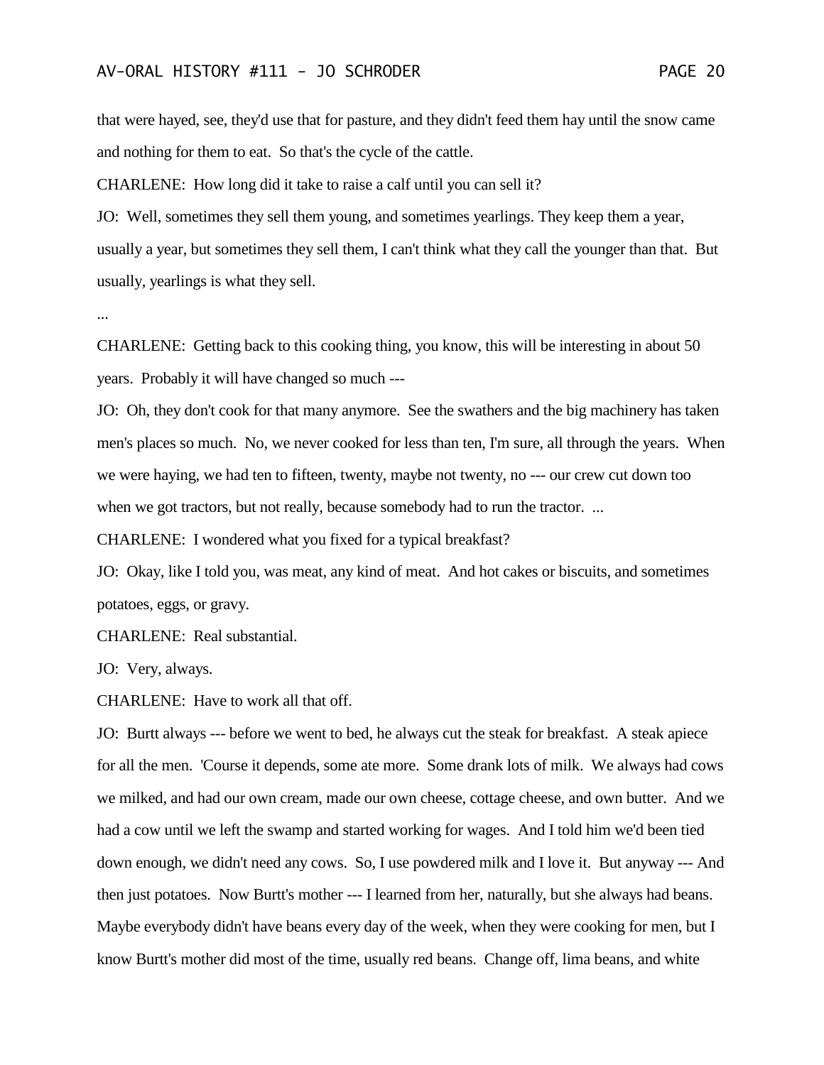that were hayed, see, they'd use that for pasture, and they didn't feed them hay until the snow came and nothing for them to eat. So that's the cycle of the cattle.

CHARLENE: How long did it take to raise a calf until you can sell it?

JO: Well, sometimes they sell them young, and sometimes yearlings. They keep them a year, usually a year, but sometimes they sell them, I can't think what they call the younger than that. But usually, yearlings is what they sell.

...

CHARLENE: Getting back to this cooking thing, you know, this will be interesting in about 50 years. Probably it will have changed so much ---

JO: Oh, they don't cook for that many anymore. See the swathers and the big machinery has taken men's places so much. No, we never cooked for less than ten, I'm sure, all through the years. When we were haying, we had ten to fifteen, twenty, maybe not twenty, no --- our crew cut down too when we got tractors, but not really, because somebody had to run the tractor. ...

CHARLENE: I wondered what you fixed for a typical breakfast?

JO: Okay, like I told you, was meat, any kind of meat. And hot cakes or biscuits, and sometimes potatoes, eggs, or gravy.

CHARLENE: Real substantial.

JO: Very, always.

CHARLENE: Have to work all that off.

JO: Burtt always --- before we went to bed, he always cut the steak for breakfast. A steak apiece for all the men. 'Course it depends, some ate more. Some drank lots of milk. We always had cows we milked, and had our own cream, made our own cheese, cottage cheese, and own butter. And we had a cow until we left the swamp and started working for wages. And I told him we'd been tied down enough, we didn't need any cows. So, I use powdered milk and I love it. But anyway --- And then just potatoes. Now Burtt's mother --- I learned from her, naturally, but she always had beans. Maybe everybody didn't have beans every day of the week, when they were cooking for men, but I know Burtt's mother did most of the time, usually red beans. Change off, lima beans, and white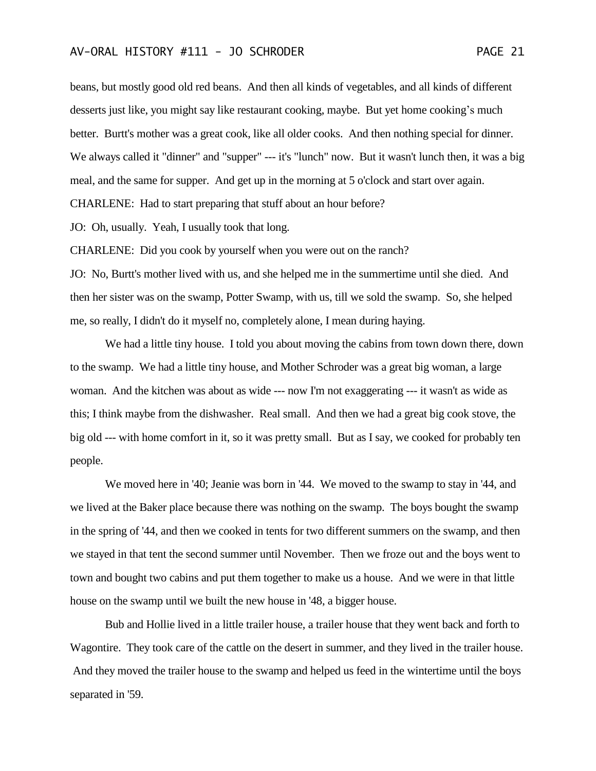beans, but mostly good old red beans. And then all kinds of vegetables, and all kinds of different desserts just like, you might say like restaurant cooking, maybe. But yet home cooking's much better. Burtt's mother was a great cook, like all older cooks. And then nothing special for dinner. We always called it "dinner" and "supper" --- it's "lunch" now. But it wasn't lunch then, it was a big meal, and the same for supper. And get up in the morning at 5 o'clock and start over again.

CHARLENE: Had to start preparing that stuff about an hour before?

JO: Oh, usually. Yeah, I usually took that long.

CHARLENE: Did you cook by yourself when you were out on the ranch?

JO: No, Burtt's mother lived with us, and she helped me in the summertime until she died. And then her sister was on the swamp, Potter Swamp, with us, till we sold the swamp. So, she helped me, so really, I didn't do it myself no, completely alone, I mean during haying.

We had a little tiny house. I told you about moving the cabins from town down there, down to the swamp. We had a little tiny house, and Mother Schroder was a great big woman, a large woman. And the kitchen was about as wide --- now I'm not exaggerating --- it wasn't as wide as this; I think maybe from the dishwasher. Real small. And then we had a great big cook stove, the big old --- with home comfort in it, so it was pretty small. But as I say, we cooked for probably ten people.

We moved here in '40; Jeanie was born in '44. We moved to the swamp to stay in '44, and we lived at the Baker place because there was nothing on the swamp. The boys bought the swamp in the spring of '44, and then we cooked in tents for two different summers on the swamp, and then we stayed in that tent the second summer until November. Then we froze out and the boys went to town and bought two cabins and put them together to make us a house. And we were in that little house on the swamp until we built the new house in '48, a bigger house.

Bub and Hollie lived in a little trailer house, a trailer house that they went back and forth to Wagontire. They took care of the cattle on the desert in summer, and they lived in the trailer house. And they moved the trailer house to the swamp and helped us feed in the wintertime until the boys separated in '59.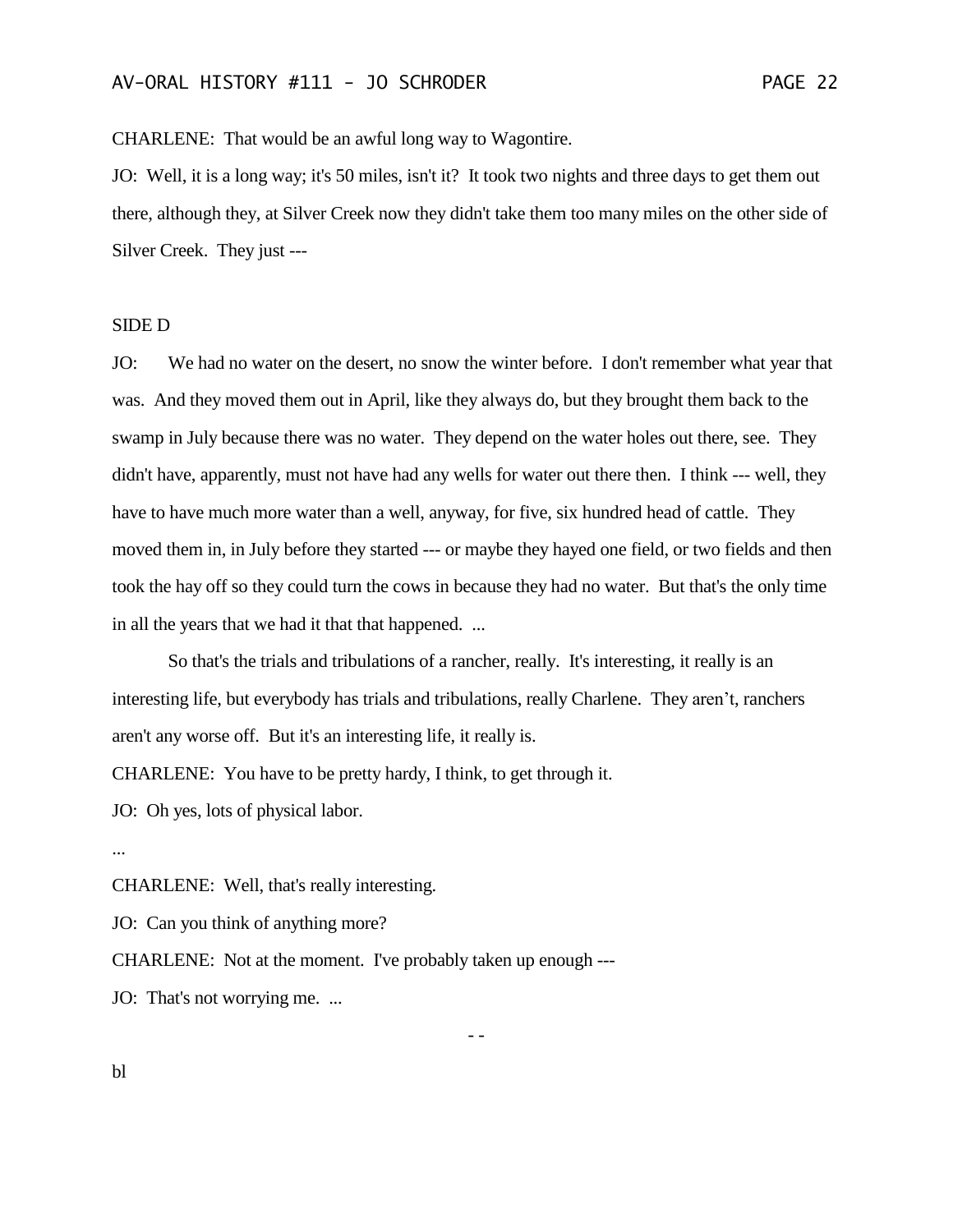CHARLENE: That would be an awful long way to Wagontire.

JO: Well, it is a long way; it's 50 miles, isn't it? It took two nights and three days to get them out there, although they, at Silver Creek now they didn't take them too many miles on the other side of Silver Creek. They just ---

SIDE D

JO: We had no water on the desert, no snow the winter before. I don't remember what year that was. And they moved them out in April, like they always do, but they brought them back to the swamp in July because there was no water. They depend on the water holes out there, see. They didn't have, apparently, must not have had any wells for water out there then. I think --- well, they have to have much more water than a well, anyway, for five, six hundred head of cattle. They moved them in, in July before they started --- or maybe they hayed one field, or two fields and then took the hay off so they could turn the cows in because they had no water. But that's the only time in all the years that we had it that that happened. ...

So that's the trials and tribulations of a rancher, really. It's interesting, it really is an interesting life, but everybody has trials and tribulations, really Charlene. They aren't, ranchers aren't any worse off. But it's an interesting life, it really is.

CHARLENE: You have to be pretty hardy, I think, to get through it.

JO: Oh yes, lots of physical labor.

...

CHARLENE: Well, that's really interesting.

JO: Can you think of anything more?

CHARLENE: Not at the moment. I've probably taken up enough ---

JO: That's not worrying me. ...

- -

bl